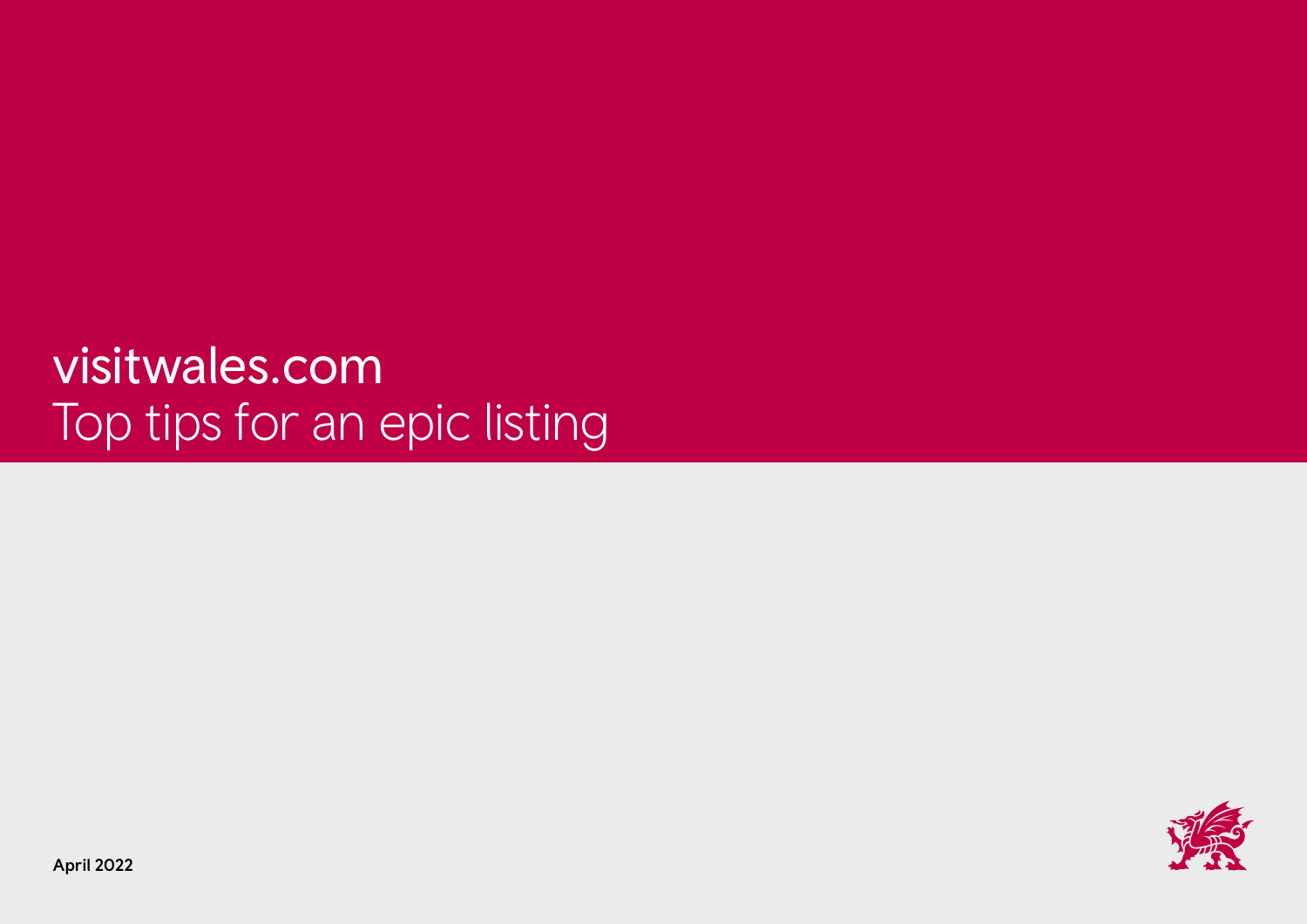# visitwales.com
# Top tips for an epic listing

April 2022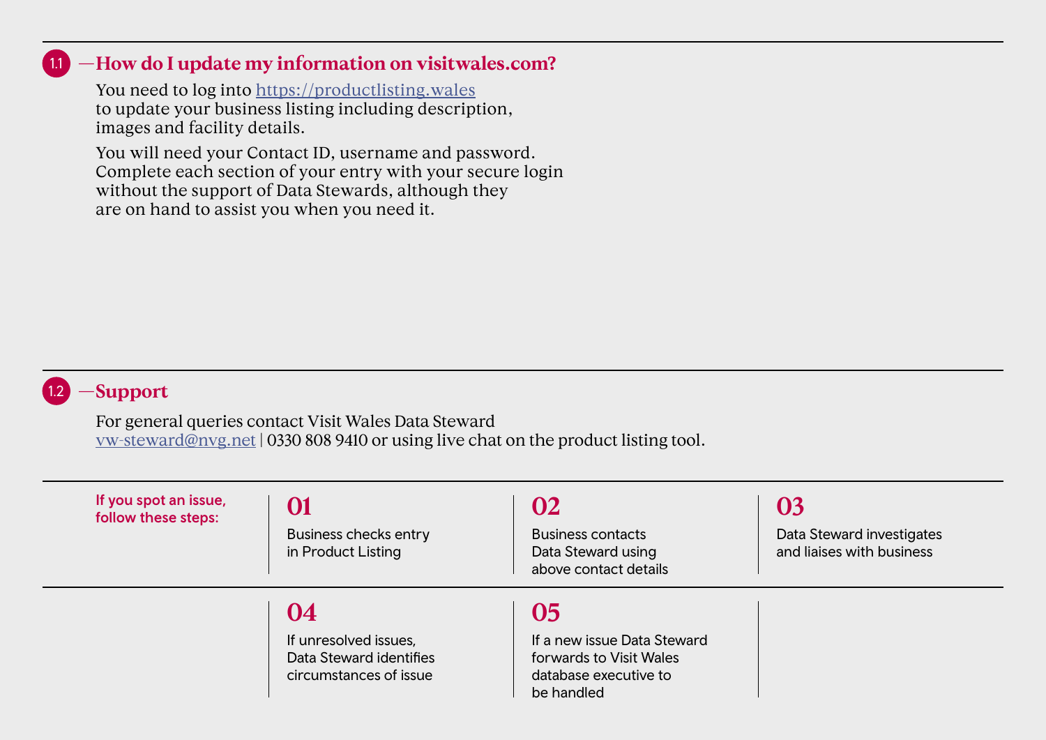## 1.1 —How do I update my information on visitwales.com?

You need to log into [https://productlisting.wales](https://productlisting.wales) to update your business listing including description, images and facility details.

You will need your Contact ID, username and password. Complete each section of your entry with your secure login without the support of Data Stewards, although they are on hand to assist you when you need it.

## 1.2 —Support

For general queries contact Visit Wales Data Steward
[vw-steward@nvg.net](mailto:vw-steward@nvg.net) | 0330 808 9410 or using live chat on the product listing tool.

**If you spot an issue, follow these steps:**

**01**
Business checks entry in Product Listing

**02**
Business contacts Data Steward using above contact details

**03**
Data Steward investigates and liaises with business

**04**
If unresolved issues, Data Steward identifies circumstances of issue

**05**
If a new issue Data Steward forwards to Visit Wales database executive to be handled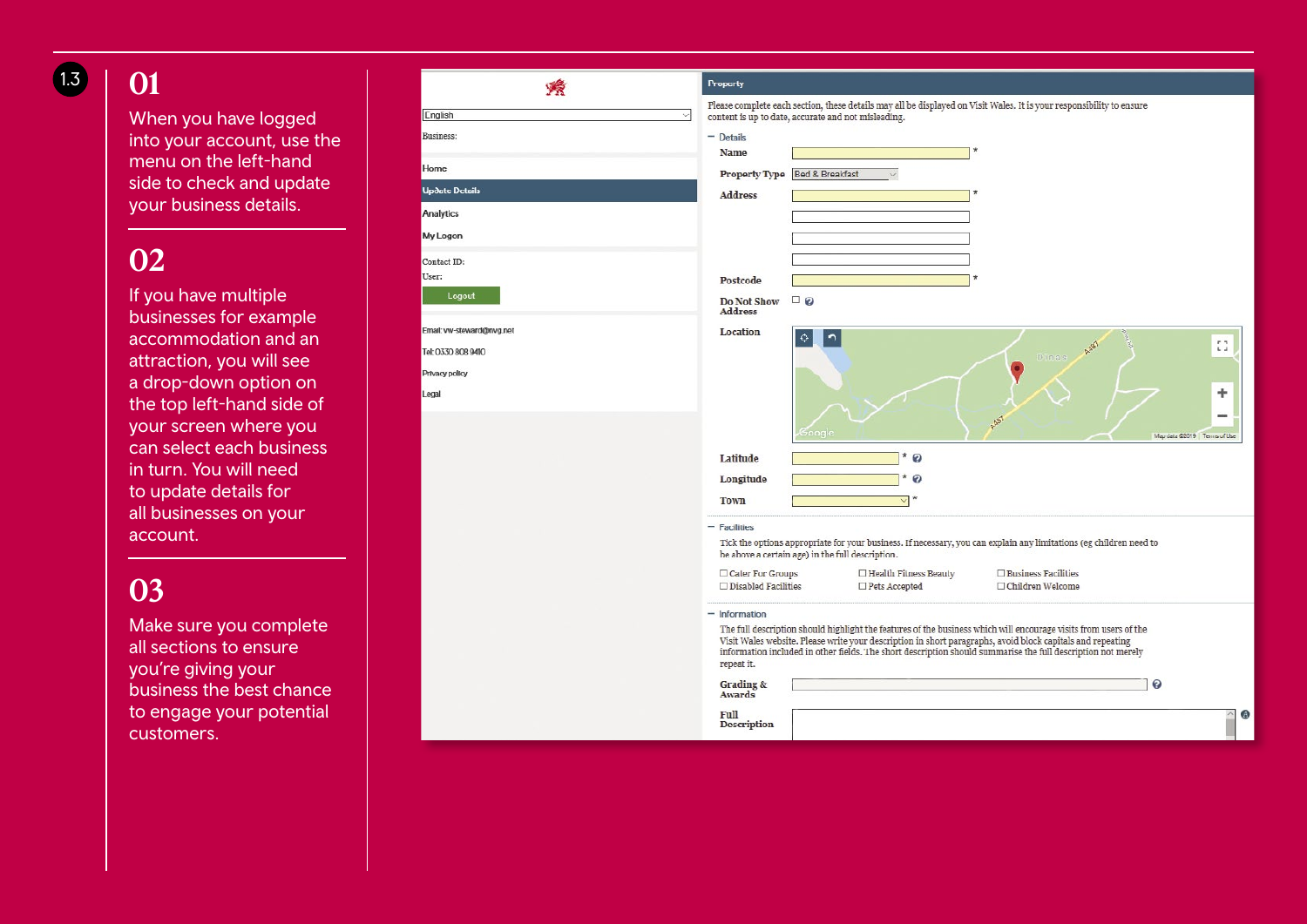1.3

## 01

When you have logged into your account, use the menu on the left-hand side to check and update your business details.

## 02

If you have multiple businesses for example accommodation and an attraction, you will see a drop-down option on the top left-hand side of your screen where you can select each business in turn. You will need to update details for all businesses on your account.

## 03

Make sure you complete all sections to ensure you're giving your business the best chance to engage your potential customers.

English

Business:

Home

Update Details

Analytics

My Logon

Contact ID:

User:

Logout

Email: vw-steward@nvg.net

Tel: 0330 808 9410

Privacy policy

Legal

**Property**

Please complete each section, these details may all be displayed on Visit Wales. It is your responsibility to ensure content is up to date, accurate and not misleading.

− Details

Name *

Property Type: Bed & Breakfast

Address *

Postcode *

Do Not Show Address

Location

Latitude *

Longitude *

Town *

− Facilities

Tick the options appropriate for your business. If necessary, you can explain any limitations (eg children need to be above a certain age) in the full description.

- Cater For Groups
- Disabled Facilities
- Health Fitness Beauty
- Pets Accepted
- Business Facilities
- Children Welcome

− Information

The full description should highlight the features of the business which will encourage visits from users of the Visit Wales website. Please write your description in short paragraphs, avoid block capitals and repeating information included in other fields. The short description should summarise the full description not merely repeat it.

Grading & Awards

Full Description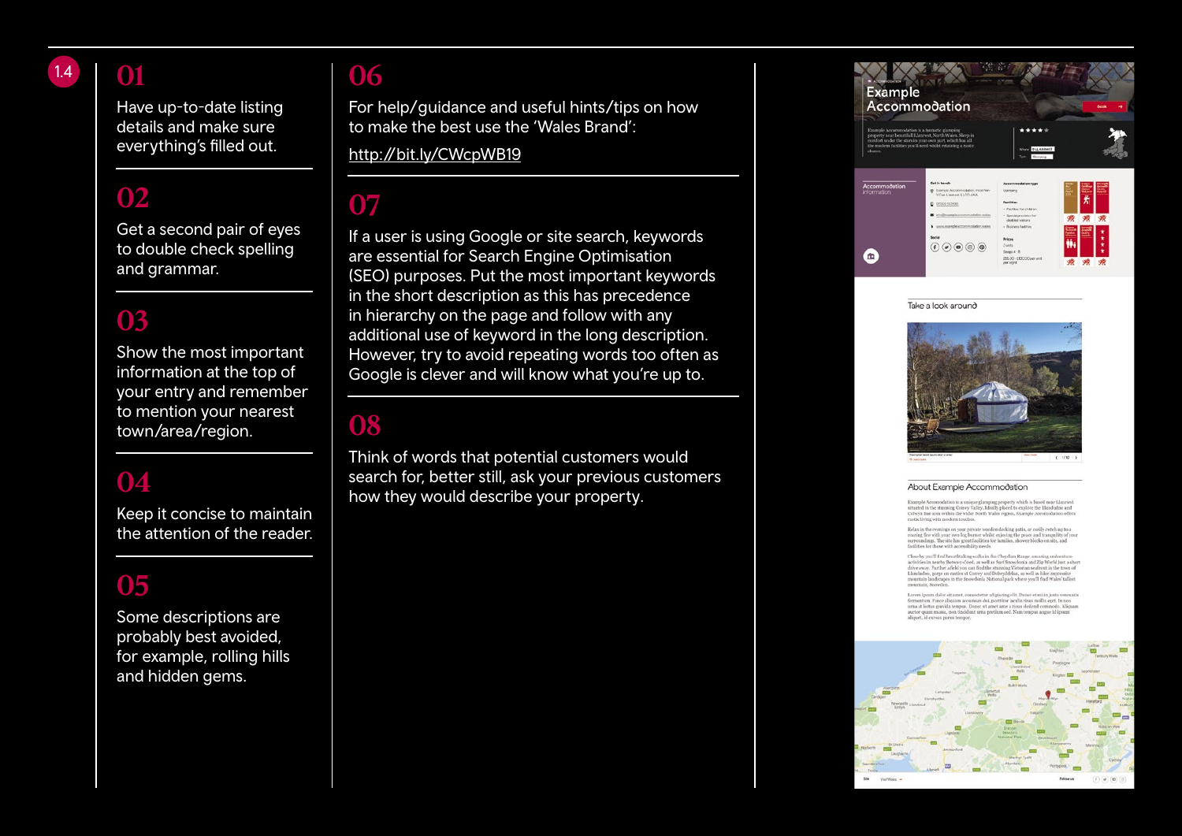## 01

Have up-to-date listing details and make sure everything's filled out.

## 02

Get a second pair of eyes to double check spelling and grammar.

## 03

Show the most important information at the top of your entry and remember to mention your nearest town/area/region.

## 04

Keep it concise to maintain the attention of the reader.

## 05

Some descriptions are probably best avoided, for example, rolling hills and hidden gems.

## 06

For help/guidance and useful hints/tips on how to make the best use the 'Wales Brand':

http://bit.ly/CWcpWB19

## 07

If a user is using Google or site search, keywords are essential for Search Engine Optimisation (SEO) purposes. Put the most important keywords in the short description as this has precedence in hierarchy on the page and follow with any additional use of keyword in the long description. However, try to avoid repeating words too often as Google is clever and will know what you're up to.

## 08

Think of words that potential customers would search for, better still, ask your previous customers how they would describe your property.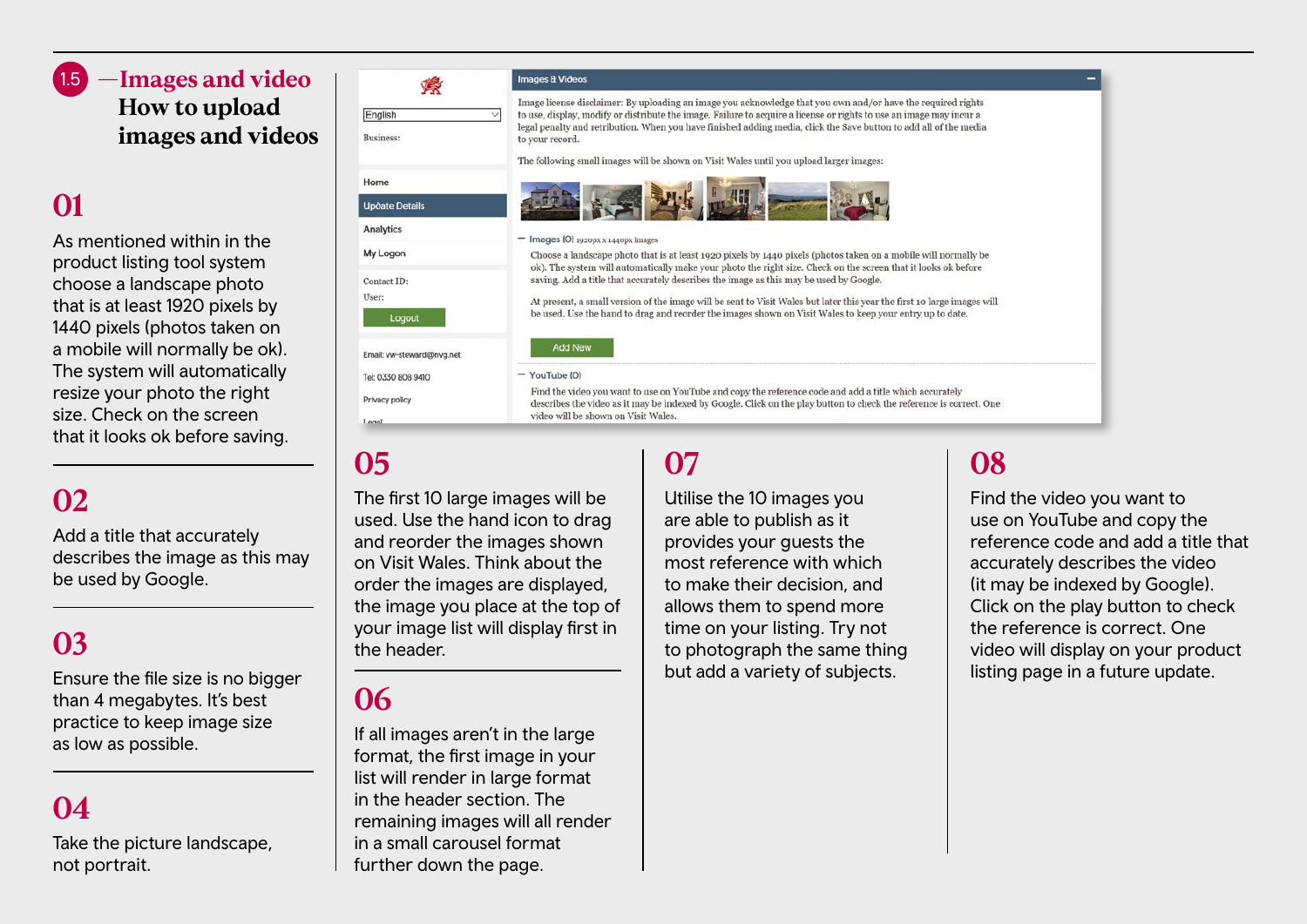# 1.5 —Images and video

## How to upload images and videos

### 01

As mentioned within in the product listing tool system choose a landscape photo that is at least 1920 pixels by 1440 pixels (photos taken on a mobile will normally be ok). The system will automatically resize your photo the right size. Check on the screen that it looks ok before saving.

### 02

Add a title that accurately describes the image as this may be used by Google.

### 03

Ensure the file size is no bigger than 4 megabytes. It's best practice to keep image size as low as possible.

### 04

Take the picture landscape, not portrait.

### 05

The first 10 large images will be used. Use the hand icon to drag and reorder the images shown on Visit Wales. Think about the order the images are displayed, the image you place at the top of your image list will display first in the header.

### 06

If all images aren't in the large format, the first image in your list will render in large format in the header section. The remaining images will all render in a small carousel format further down the page.

### 07

Utilise the 10 images you are able to publish as it provides your guests the most reference with which to make their decision, and allows them to spend more time on your listing. Try not to photograph the same thing but add a variety of subjects.

### 08

Find the video you want to use on YouTube and copy the reference code and add a title that accurately describes the video (it may be indexed by Google). Click on the play button to check the reference is correct. One video will display on your product listing page in a future update.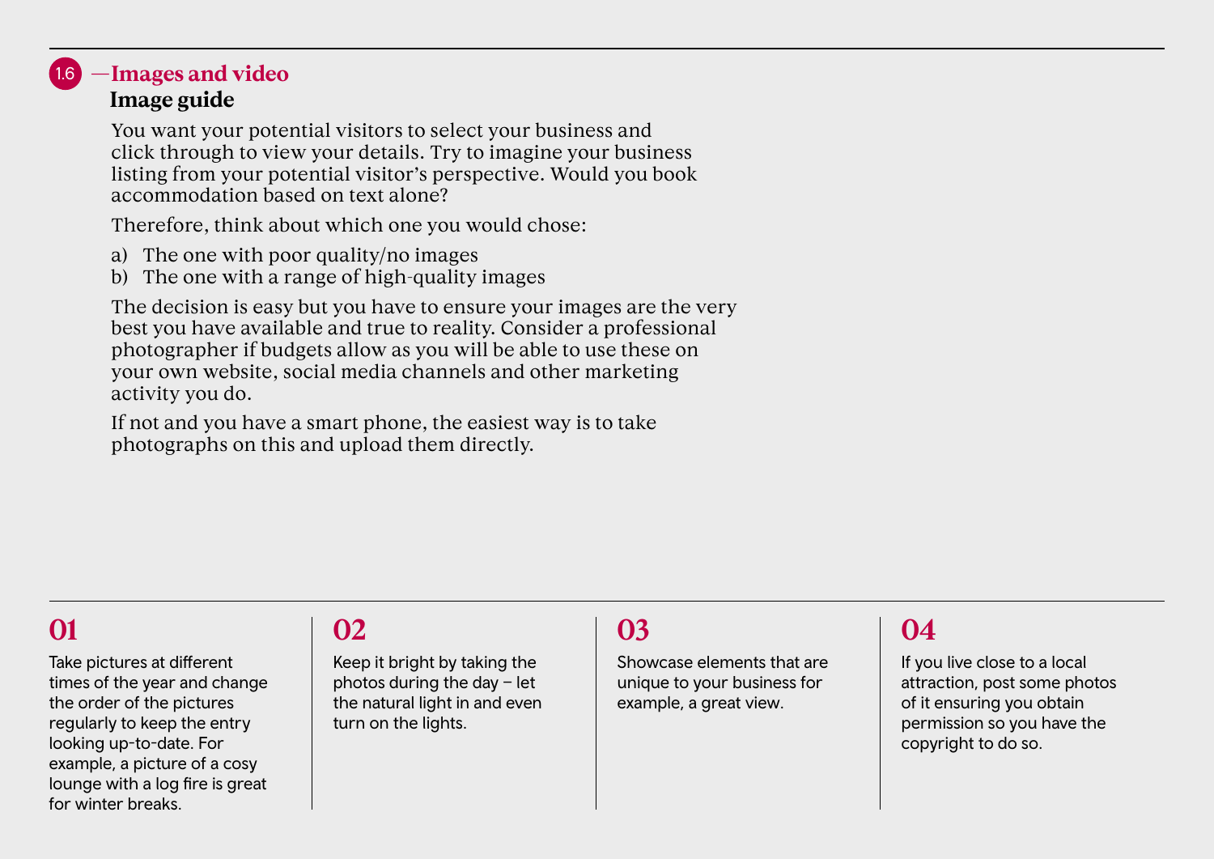## 1.6 —Images and video

### Image guide

You want your potential visitors to select your business and click through to view your details. Try to imagine your business listing from your potential visitor's perspective. Would you book accommodation based on text alone?

Therefore, think about which one you would chose:

a) The one with poor quality/no images
b) The one with a range of high-quality images

The decision is easy but you have to ensure your images are the very best you have available and true to reality. Consider a professional photographer if budgets allow as you will be able to use these on your own website, social media channels and other marketing activity you do.

If not and you have a smart phone, the easiest way is to take photographs on this and upload them directly.

**01**

Take pictures at different times of the year and change the order of the pictures regularly to keep the entry looking up-to-date. For example, a picture of a cosy lounge with a log fire is great for winter breaks.

**02**

Keep it bright by taking the photos during the day – let the natural light in and even turn on the lights.

**03**

Showcase elements that are unique to your business for example, a great view.

**04**

If you live close to a local attraction, post some photos of it ensuring you obtain permission so you have the copyright to do so.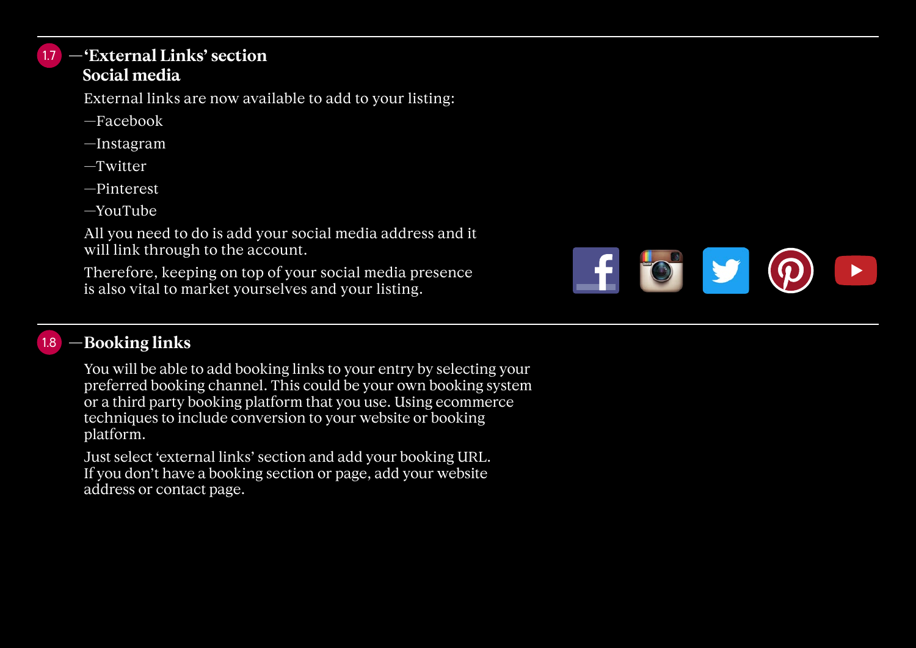## 1.7 —'External Links' section

### Social media

External links are now available to add to your listing:

—Facebook

—Instagram

—Twitter

—Pinterest

—YouTube

All you need to do is add your social media address and it will link through to the account.

Therefore, keeping on top of your social media presence is also vital to market yourselves and your listing.

## 1.8 —Booking links

You will be able to add booking links to your entry by selecting your preferred booking channel. This could be your own booking system or a third party booking platform that you use. Using ecommerce techniques to include conversion to your website or booking platform.

Just select 'external links' section and add your booking URL. If you don't have a booking section or page, add your website address or contact page.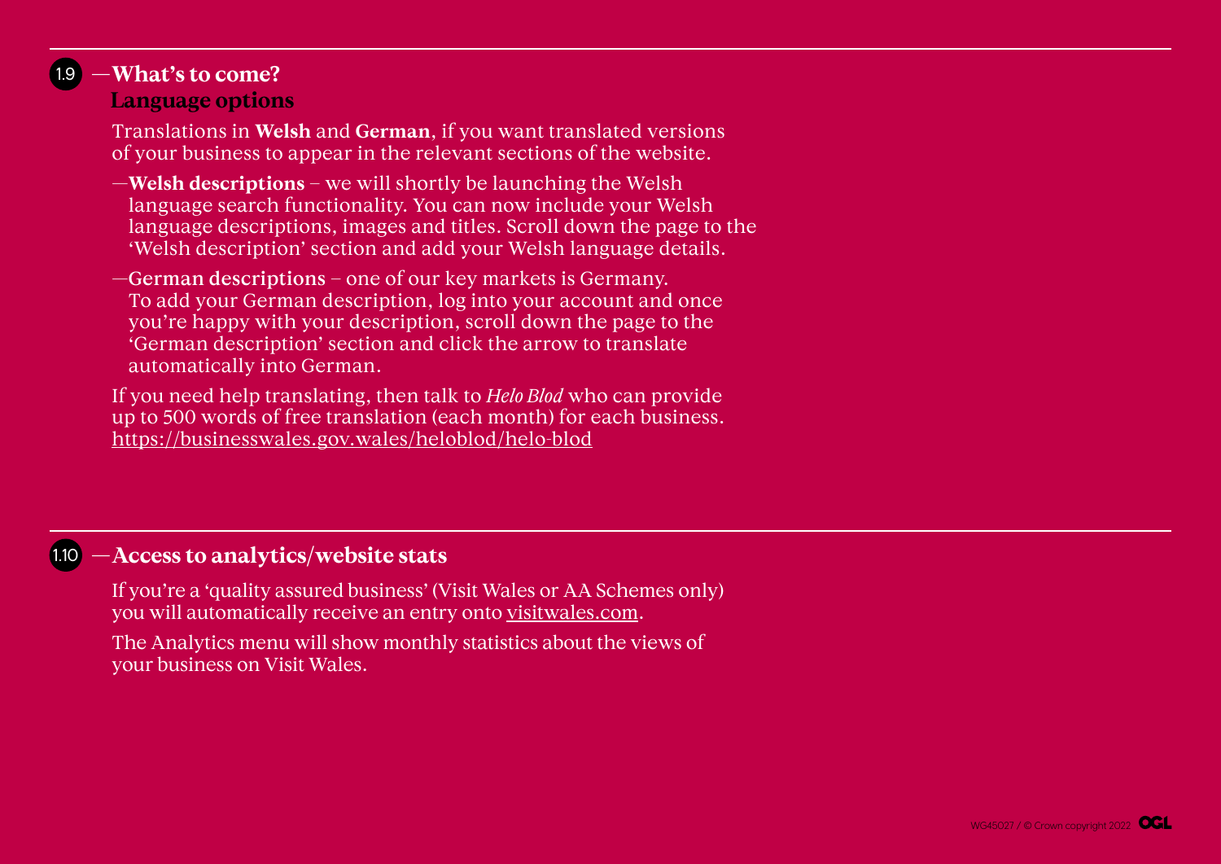## 1.9 — What's to come?

### Language options

Translations in **Welsh** and **German**, if you want translated versions of your business to appear in the relevant sections of the website.

- **Welsh descriptions** – we will shortly be launching the Welsh language search functionality. You can now include your Welsh language descriptions, images and titles. Scroll down the page to the 'Welsh description' section and add your Welsh language details.
- **German descriptions** – one of our key markets is Germany. To add your German description, log into your account and once you're happy with your description, scroll down the page to the 'German description' section and click the arrow to translate automatically into German.

If you need help translating, then talk to *Helo Blod* who can provide up to 500 words of free translation (each month) for each business. https://businesswales.gov.wales/heloblod/helo-blod

## 1.10 — Access to analytics/website stats

If you're a 'quality assured business' (Visit Wales or AA Schemes only) you will automatically receive an entry onto visitwales.com.

The Analytics menu will show monthly statistics about the views of your business on Visit Wales.

WG45027 / © Crown copyright 2022 OGL